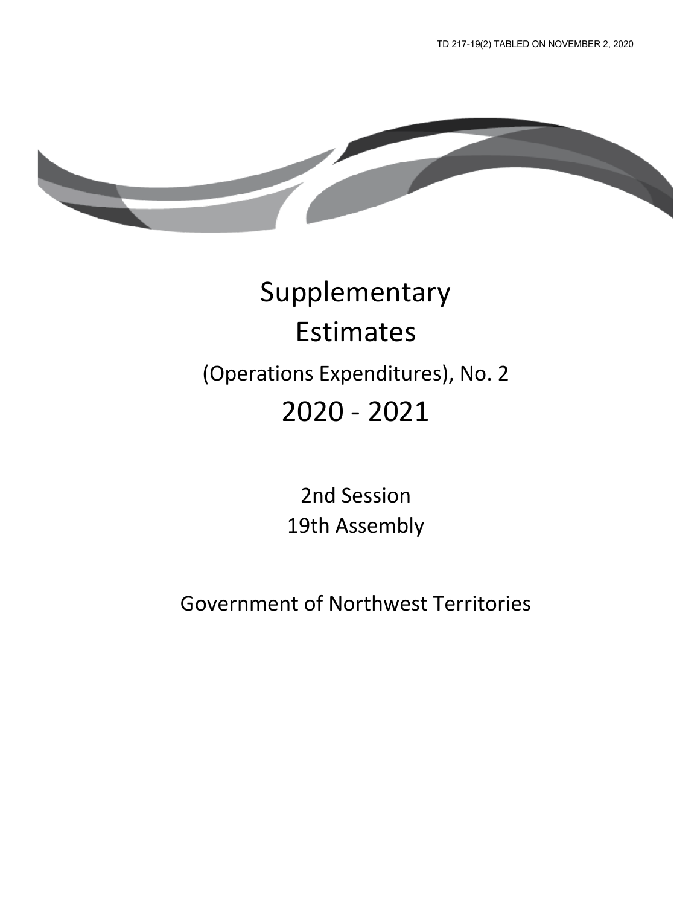TD 217-19(2) TABLED ON NOVEMBER 2, 2020

# Supplementary Estimates

## (Operations Expenditures), No. 2

# 2020 - 2021

2nd Session
19th Assembly

Government of Northwest Territories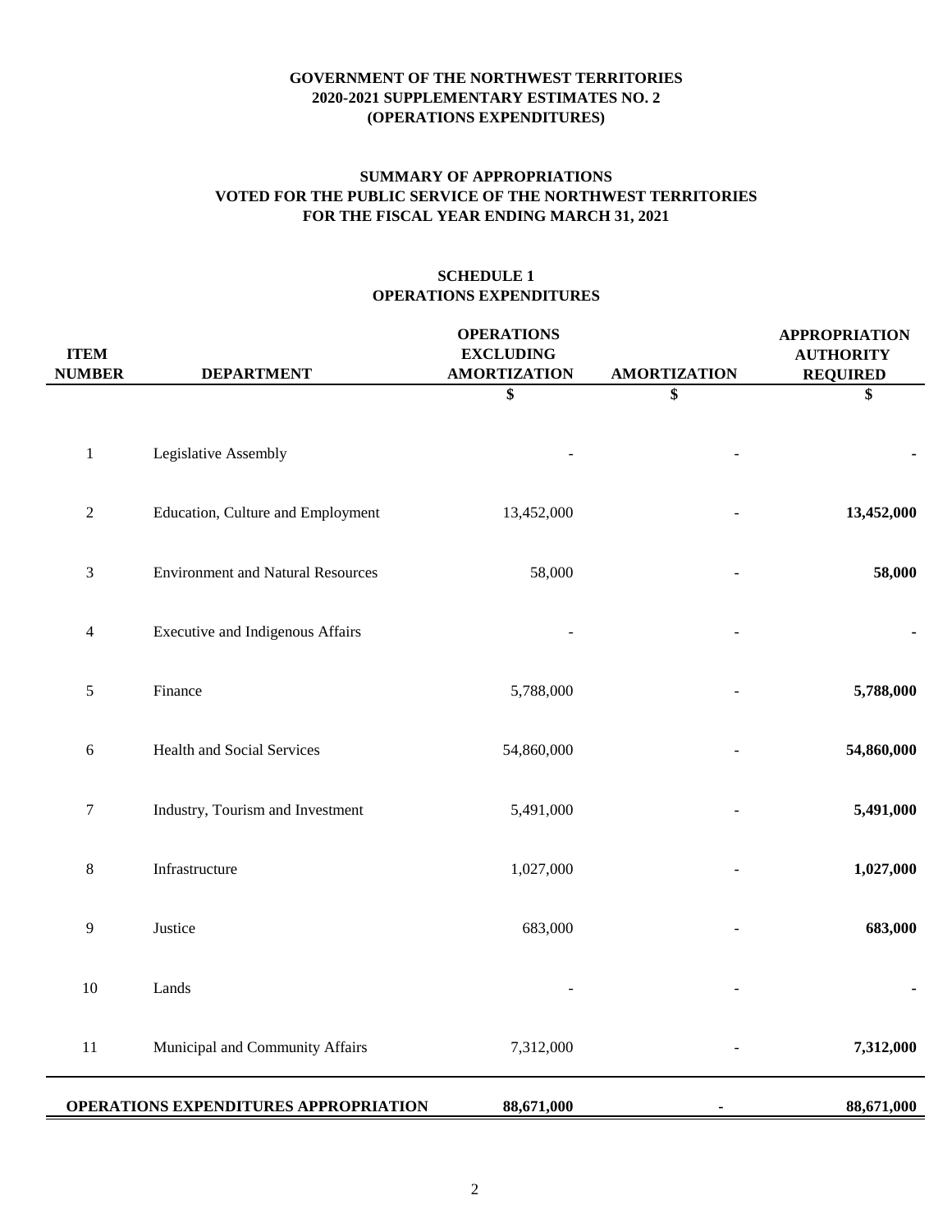**GOVERNMENT OF THE NORTHWEST TERRITORIES**
**2020-2021 SUPPLEMENTARY ESTIMATES NO. 2**
**(OPERATIONS EXPENDITURES)**

**SUMMARY OF APPROPRIATIONS**
**VOTED FOR THE PUBLIC SERVICE OF THE NORTHWEST TERRITORIES**
**FOR THE FISCAL YEAR ENDING MARCH 31, 2021**

**SCHEDULE 1**
**OPERATIONS EXPENDITURES**

| ITEM NUMBER | DEPARTMENT | OPERATIONS EXCLUDING AMORTIZATION | AMORTIZATION | APPROPRIATION AUTHORITY REQUIRED |
|---|---|---|---|---|
| | | $ | $ | $ |
| 1 | Legislative Assembly | - | - | **-** |
| 2 | Education, Culture and Employment | 13,452,000 | - | **13,452,000** |
| 3 | Environment and Natural Resources | 58,000 | - | **58,000** |
| 4 | Executive and Indigenous Affairs | - | - | **-** |
| 5 | Finance | 5,788,000 | - | **5,788,000** |
| 6 | Health and Social Services | 54,860,000 | - | **54,860,000** |
| 7 | Industry, Tourism and Investment | 5,491,000 | - | **5,491,000** |
| 8 | Infrastructure | 1,027,000 | - | **1,027,000** |
| 9 | Justice | 683,000 | - | **683,000** |
| 10 | Lands | - | - | **-** |
| 11 | Municipal and Community Affairs | 7,312,000 | - | **7,312,000** |
| | **OPERATIONS EXPENDITURES APPROPRIATION** | **88,671,000** | **-** | **88,671,000** |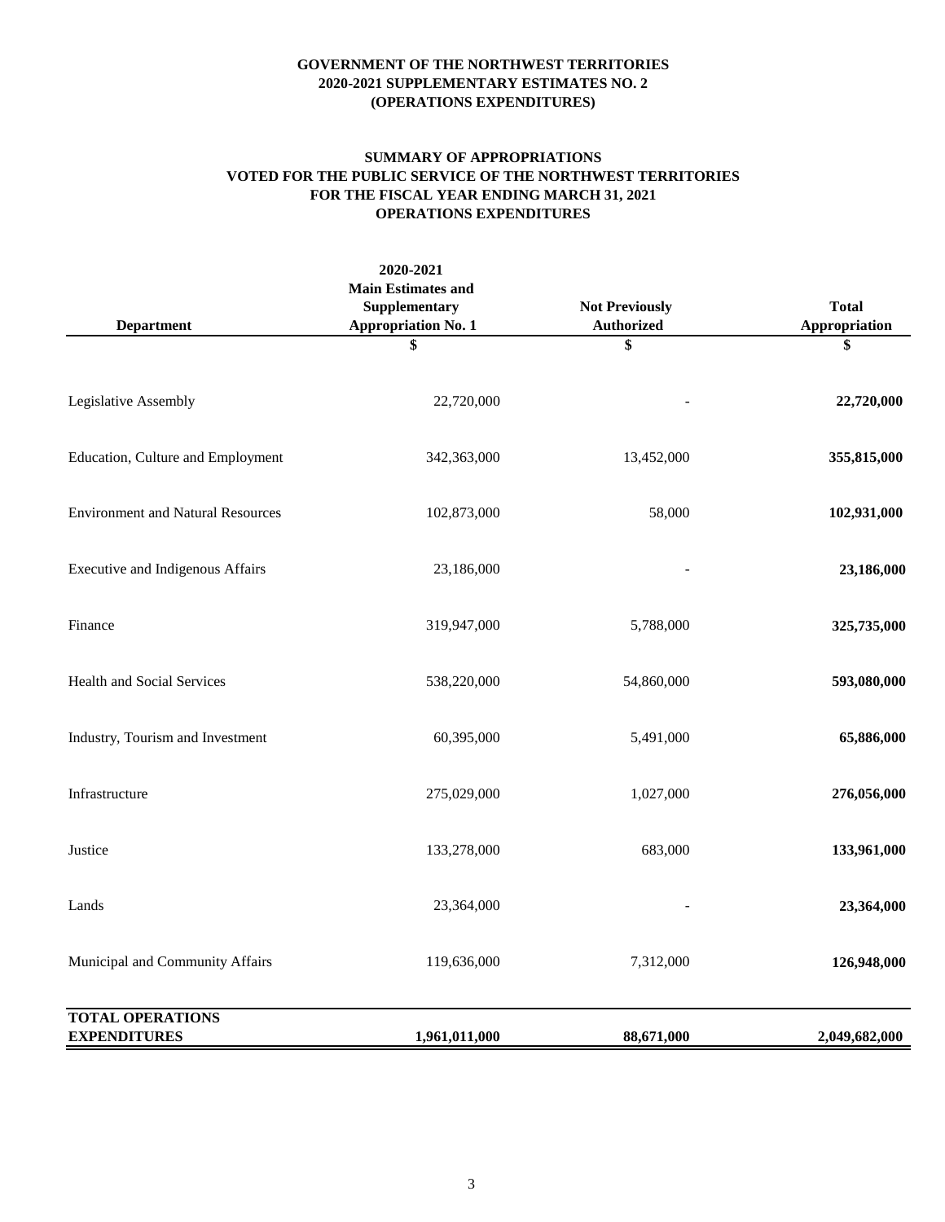**GOVERNMENT OF THE NORTHWEST TERRITORIES**
**2020-2021 SUPPLEMENTARY ESTIMATES NO. 2**
**(OPERATIONS EXPENDITURES)**

**SUMMARY OF APPROPRIATIONS**
**VOTED FOR THE PUBLIC SERVICE OF THE NORTHWEST TERRITORIES**
**FOR THE FISCAL YEAR ENDING MARCH 31, 2021**
**OPERATIONS EXPENDITURES**

| Department | 2020-2021 Main Estimates and Supplementary Appropriation No. 1 | Not Previously Authorized | Total Appropriation |
|---|---|---|---|
| | $ | $ | $ |
| Legislative Assembly | 22,720,000 | - | **22,720,000** |
| Education, Culture and Employment | 342,363,000 | 13,452,000 | **355,815,000** |
| Environment and Natural Resources | 102,873,000 | 58,000 | **102,931,000** |
| Executive and Indigenous Affairs | 23,186,000 | - | **23,186,000** |
| Finance | 319,947,000 | 5,788,000 | **325,735,000** |
| Health and Social Services | 538,220,000 | 54,860,000 | **593,080,000** |
| Industry, Tourism and Investment | 60,395,000 | 5,491,000 | **65,886,000** |
| Infrastructure | 275,029,000 | 1,027,000 | **276,056,000** |
| Justice | 133,278,000 | 683,000 | **133,961,000** |
| Lands | 23,364,000 | - | **23,364,000** |
| Municipal and Community Affairs | 119,636,000 | 7,312,000 | **126,948,000** |
| **TOTAL OPERATIONS EXPENDITURES** | **1,961,011,000** | **88,671,000** | **2,049,682,000** |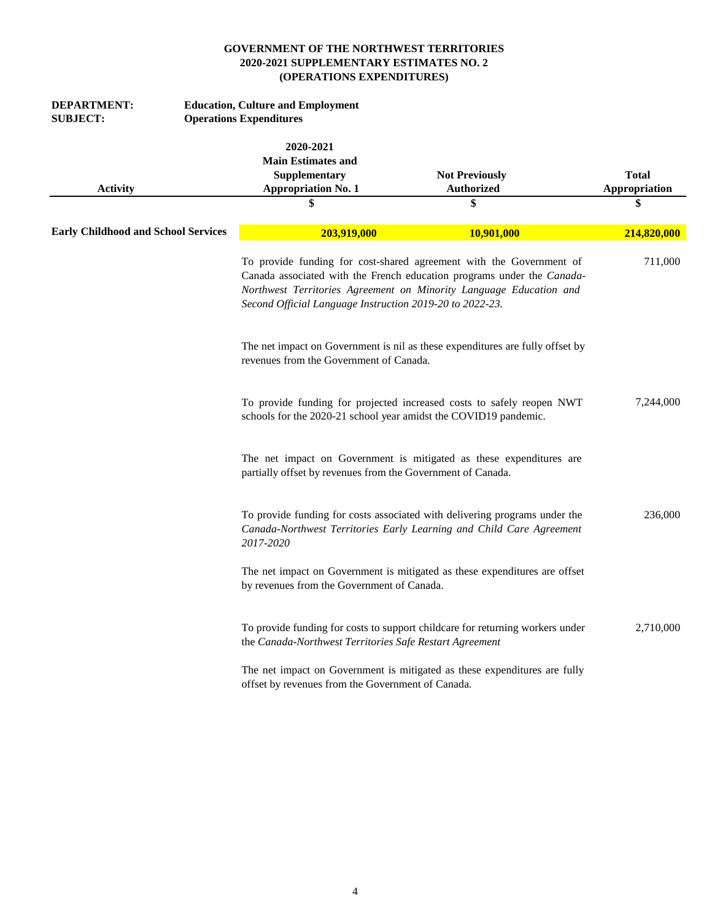**GOVERNMENT OF THE NORTHWEST TERRITORIES**
**2020-2021 SUPPLEMENTARY ESTIMATES NO. 2**
**(OPERATIONS EXPENDITURES)**

**DEPARTMENT:** **Education, Culture and Employment**
**SUBJECT:** **Operations Expenditures**

| Activity | 2020-2021 Main Estimates and Supplementary Appropriation No. 1 | Not Previously Authorized | Total Appropriation |
|---|---|---|---|
| | $ | $ | $ |
| **Early Childhood and School Services** | **203,919,000** | **10,901,000** | **214,820,000** |
| | To provide funding for cost-shared agreement with the Government of Canada associated with the French education programs under the *Canada-Northwest Territories Agreement on Minority Language Education and Second Official Language Instruction 2019-20 to 2022-23.* | | 711,000 |
| | The net impact on Government is nil as these expenditures are fully offset by revenues from the Government of Canada. | | |
| | To provide funding for projected increased costs to safely reopen NWT schools for the 2020-21 school year amidst the COVID19 pandemic. | | 7,244,000 |
| | The net impact on Government is mitigated as these expenditures are partially offset by revenues from the Government of Canada. | | |
| | To provide funding for costs associated with delivering programs under the *Canada-Northwest Territories Early Learning and Child Care Agreement 2017-2020* | | 236,000 |
| | The net impact on Government is mitigated as these expenditures are offset by revenues from the Government of Canada. | | |
| | To provide funding for costs to support childcare for returning workers under the *Canada-Northwest Territories Safe Restart Agreement* | | 2,710,000 |
| | The net impact on Government is mitigated as these expenditures are fully offset by revenues from the Government of Canada. | | |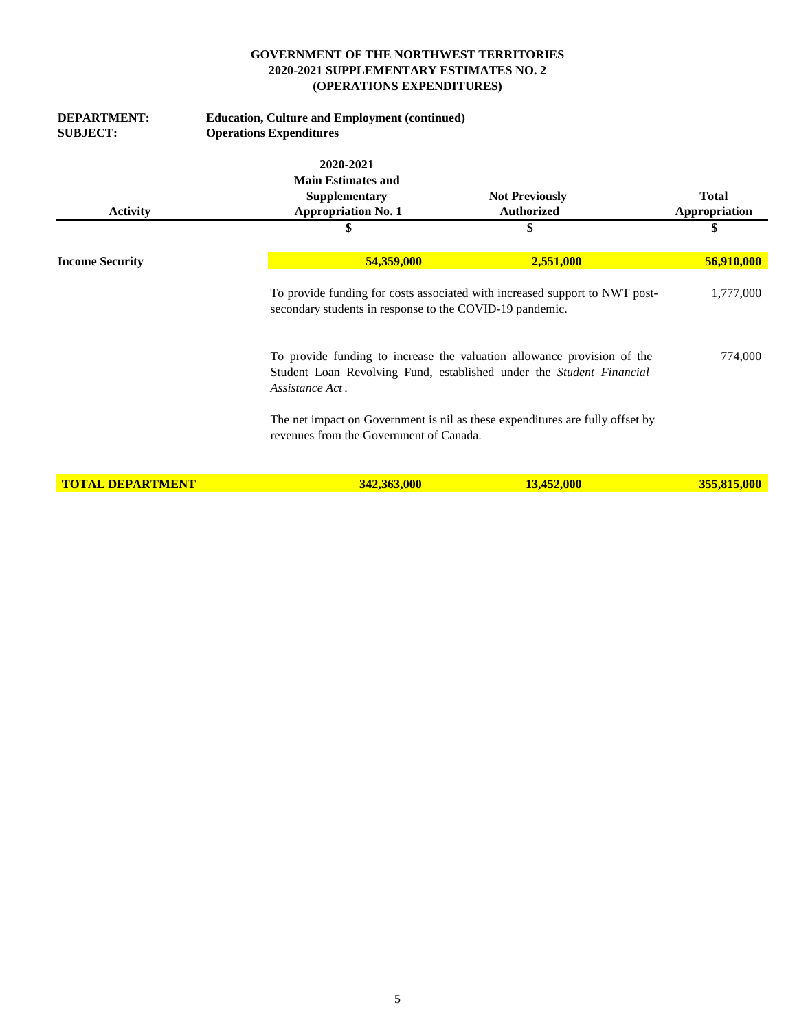**GOVERNMENT OF THE NORTHWEST TERRITORIES**
**2020-2021 SUPPLEMENTARY ESTIMATES NO. 2**
**(OPERATIONS EXPENDITURES)**

**DEPARTMENT:** **Education, Culture and Employment (continued)**
**SUBJECT:** **Operations Expenditures**

| Activity | 2020-2021 Main Estimates and Supplementary Appropriation No. 1 | Not Previously Authorized | Total Appropriation |
|---|---|---|---|
| | $ | $ | $ |
| **Income Security** | **54,359,000** | **2,551,000** | **56,910,000** |
| | To provide funding for costs associated with increased support to NWT post-secondary students in response to the COVID-19 pandemic. | | 1,777,000 |
| | To provide funding to increase the valuation allowance provision of the Student Loan Revolving Fund, established under the *Student Financial Assistance Act*. | | 774,000 |
| | The net impact on Government is nil as these expenditures are fully offset by revenues from the Government of Canada. | | |
| **TOTAL DEPARTMENT** | **342,363,000** | **13,452,000** | **355,815,000** |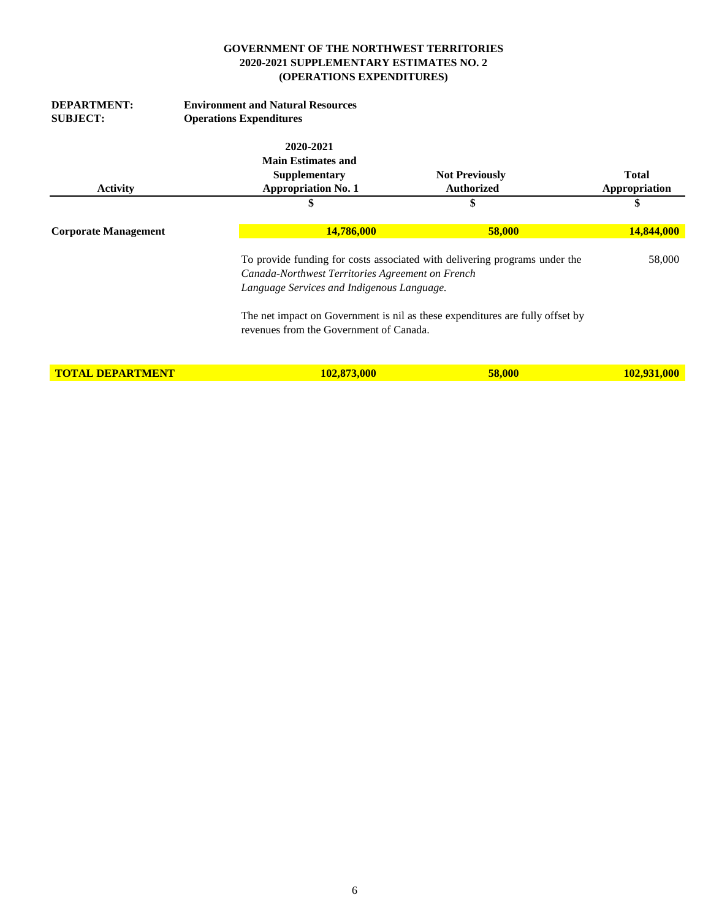**GOVERNMENT OF THE NORTHWEST TERRITORIES**
**2020-2021 SUPPLEMENTARY ESTIMATES NO. 2**
**(OPERATIONS EXPENDITURES)**

**DEPARTMENT:** **Environment and Natural Resources**
**SUBJECT:** **Operations Expenditures**

| Activity | 2020-2021 Main Estimates and Supplementary Appropriation No. 1 | Not Previously Authorized | Total Appropriation |
|---|---|---|---|
| | $ | $ | $ |
| **Corporate Management** | **14,786,000** | **58,000** | **14,844,000** |
| | To provide funding for costs associated with delivering programs under the *Canada-Northwest Territories Agreement on French Language Services and Indigenous Language.* | | 58,000 |
| | The net impact on Government is nil as these expenditures are fully offset by revenues from the Government of Canada. | | |
| **TOTAL DEPARTMENT** | **102,873,000** | **58,000** | **102,931,000** |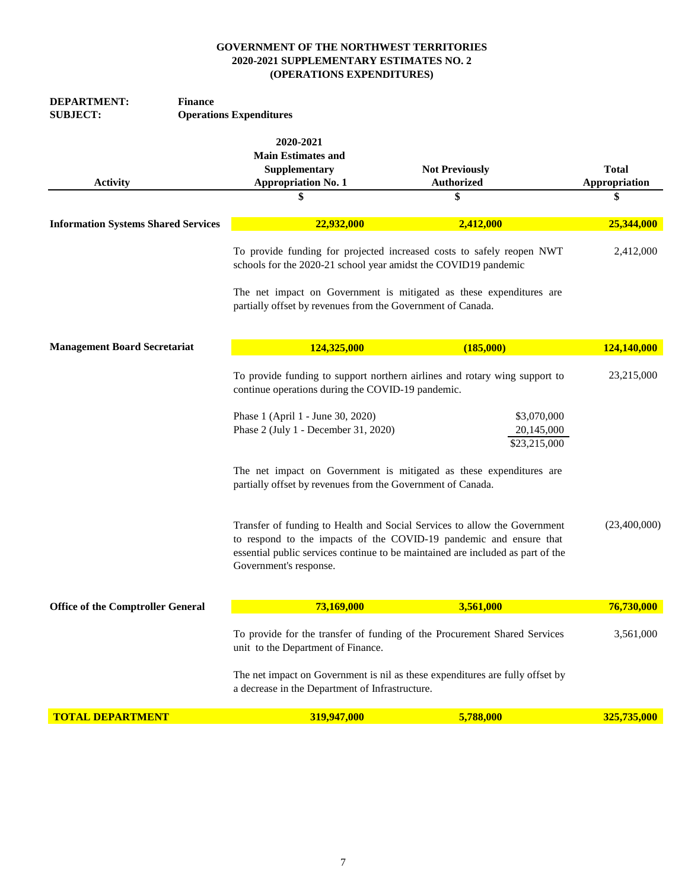**GOVERNMENT OF THE NORTHWEST TERRITORIES**
**2020-2021 SUPPLEMENTARY ESTIMATES NO. 2**
**(OPERATIONS EXPENDITURES)**

**DEPARTMENT:** **Finance**
**SUBJECT:** **Operations Expenditures**

| Activity | 2020-2021 Main Estimates and Supplementary Appropriation No. 1 | Not Previously Authorized | Total Appropriation |
|---|---|---|---|
| | $ | $ | $ |
| **Information Systems Shared Services** | **22,932,000** | **2,412,000** | **25,344,000** |
| | To provide funding for projected increased costs to safely reopen NWT schools for the 2020-21 school year amidst the COVID19 pandemic | | 2,412,000 |
| | The net impact on Government is mitigated as these expenditures are partially offset by revenues from the Government of Canada. | | |
| **Management Board Secretariat** | **124,325,000** | **(185,000)** | **124,140,000** |
| | To provide funding to support northern airlines and rotary wing support to continue operations during the COVID-19 pandemic. | | 23,215,000 |
| | Phase 1 (April 1 - June 30, 2020) | $3,070,000 | |
| | Phase 2 (July 1 - December 31, 2020) | 20,145,000 | |
| | | $23,215,000 | |
| | The net impact on Government is mitigated as these expenditures are partially offset by revenues from the Government of Canada. | | |
| | Transfer of funding to Health and Social Services to allow the Government to respond to the impacts of the COVID-19 pandemic and ensure that essential public services continue to be maintained are included as part of the Government's response. | | (23,400,000) |
| **Office of the Comptroller General** | **73,169,000** | **3,561,000** | **76,730,000** |
| | To provide for the transfer of funding of the Procurement Shared Services unit to the Department of Finance. | | 3,561,000 |
| | The net impact on Government is nil as these expenditures are fully offset by a decrease in the Department of Infrastructure. | | |
| **TOTAL DEPARTMENT** | **319,947,000** | **5,788,000** | **325,735,000** |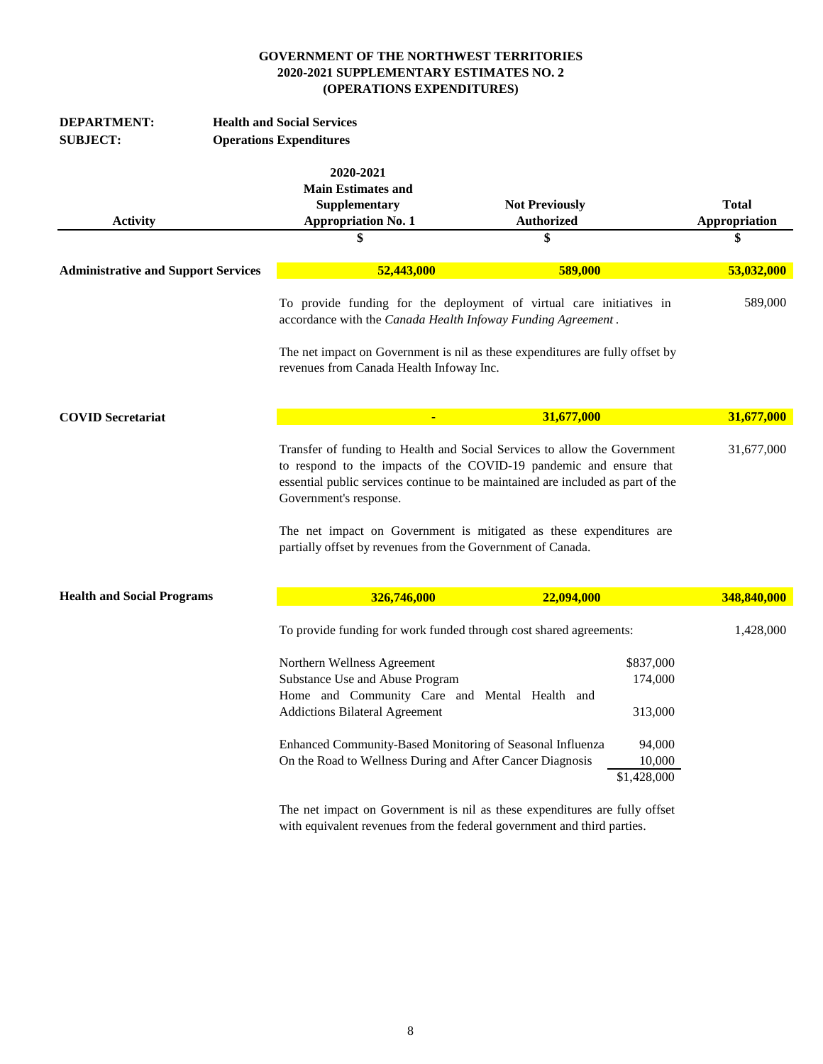**GOVERNMENT OF THE NORTHWEST TERRITORIES**
**2020-2021 SUPPLEMENTARY ESTIMATES NO. 2**
**(OPERATIONS EXPENDITURES)**

**DEPARTMENT:** **Health and Social Services**
**SUBJECT:** **Operations Expenditures**

| Activity | 2020-2021 Main Estimates and Supplementary Appropriation No. 1 | Not Previously Authorized | Total Appropriation |
|---|---|---|---|
| | $ | $ | $ |
| **Administrative and Support Services** | **52,443,000** | **589,000** | **53,032,000** |
| | To provide funding for the deployment of virtual care initiatives in accordance with the *Canada Health Infoway Funding Agreement*. | | 589,000 |
| | The net impact on Government is nil as these expenditures are fully offset by revenues from Canada Health Infoway Inc. | | |
| **COVID Secretariat** | **-** | **31,677,000** | **31,677,000** |
| | Transfer of funding to Health and Social Services to allow the Government to respond to the impacts of the COVID-19 pandemic and ensure that essential public services continue to be maintained are included as part of the Government's response. | | 31,677,000 |
| | The net impact on Government is mitigated as these expenditures are partially offset by revenues from the Government of Canada. | | |
| **Health and Social Programs** | **326,746,000** | **22,094,000** | **348,840,000** |
| | To provide funding for work funded through cost shared agreements: | | 1,428,000 |
| | Northern Wellness Agreement | $837,000 | |
| | Substance Use and Abuse Program | 174,000 | |
| | Home and Community Care and Mental Health and Addictions Bilateral Agreement | 313,000 | |
| | Enhanced Community-Based Monitoring of Seasonal Influenza | 94,000 | |
| | On the Road to Wellness During and After Cancer Diagnosis | 10,000 | |
| | | $1,428,000 | |
| | The net impact on Government is nil as these expenditures are fully offset with equivalent revenues from the federal government and third parties. | | |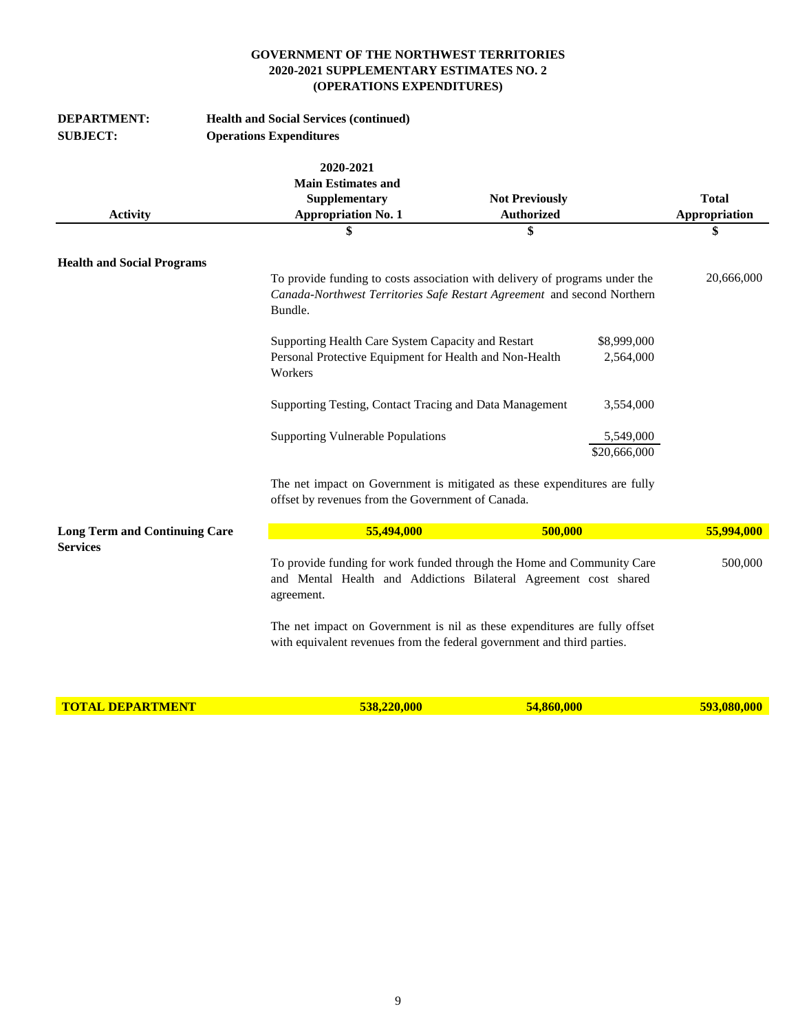**GOVERNMENT OF THE NORTHWEST TERRITORIES**
**2020-2021 SUPPLEMENTARY ESTIMATES NO. 2**
**(OPERATIONS EXPENDITURES)**

**DEPARTMENT:** **Health and Social Services (continued)**
**SUBJECT:** **Operations Expenditures**

| Activity | 2020-2021 Main Estimates and Supplementary Appropriation No. 1 | Not Previously Authorized | Total Appropriation |
|---|---|---|---|
| | $ | $ | $ |
| **Health and Social Programs** | | | |
| | To provide funding to costs association with delivery of programs under the *Canada-Northwest Territories Safe Restart Agreement* and second Northern Bundle. | | 20,666,000 |
| | Supporting Health Care System Capacity and Restart | $8,999,000 | |
| | Personal Protective Equipment for Health and Non-Health Workers | 2,564,000 | |
| | Supporting Testing, Contact Tracing and Data Management | 3,554,000 | |
| | Supporting Vulnerable Populations | 5,549,000 | |
| | | $20,666,000 | |
| | The net impact on Government is mitigated as these expenditures are fully offset by revenues from the Government of Canada. | | |
| **Long Term and Continuing Care Services** | **55,494,000** | **500,000** | **55,994,000** |
| | To provide funding for work funded through the Home and Community Care and Mental Health and Addictions Bilateral Agreement cost shared agreement. | | 500,000 |
| | The net impact on Government is nil as these expenditures are fully offset with equivalent revenues from the federal government and third parties. | | |
| **TOTAL DEPARTMENT** | **538,220,000** | **54,860,000** | **593,080,000** |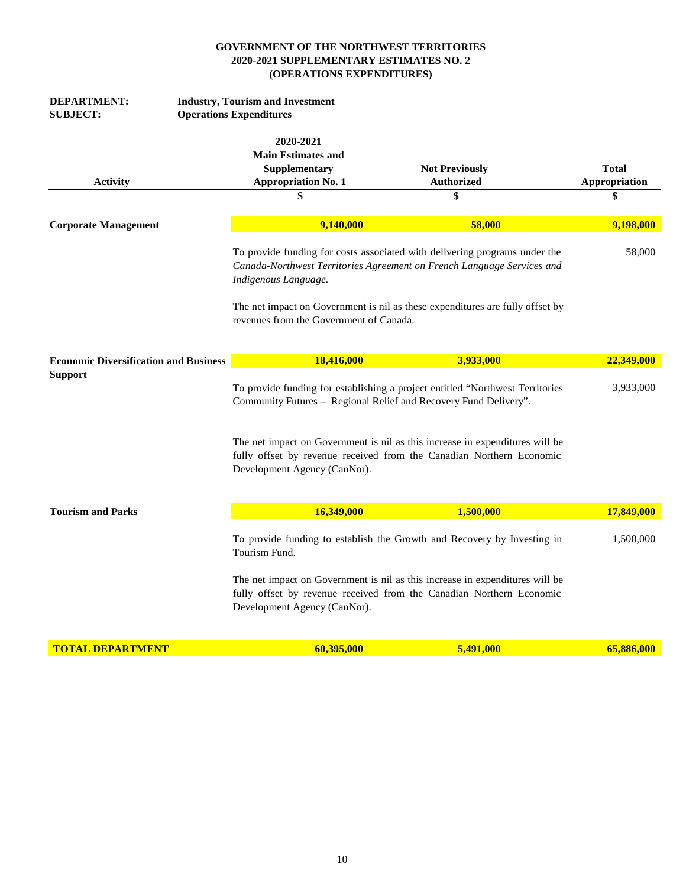**GOVERNMENT OF THE NORTHWEST TERRITORIES**
**2020-2021 SUPPLEMENTARY ESTIMATES NO. 2**
**(OPERATIONS EXPENDITURES)**

**DEPARTMENT:** **Industry, Tourism and Investment**
**SUBJECT:** **Operations Expenditures**

| Activity | 2020-2021 Main Estimates and Supplementary Appropriation No. 1 | Not Previously Authorized | Total Appropriation |
|---|---|---|---|
| | $ | $ | $ |
| **Corporate Management** | **9,140,000** | **58,000** | **9,198,000** |
| | To provide funding for costs associated with delivering programs under the *Canada-Northwest Territories Agreement on French Language Services and Indigenous Language.* | | 58,000 |
| | The net impact on Government is nil as these expenditures are fully offset by revenues from the Government of Canada. | | |
| **Economic Diversification and Business Support** | **18,416,000** | **3,933,000** | **22,349,000** |
| | To provide funding for establishing a project entitled "Northwest Territories Community Futures – Regional Relief and Recovery Fund Delivery". | | 3,933,000 |
| | The net impact on Government is nil as this increase in expenditures will be fully offset by revenue received from the Canadian Northern Economic Development Agency (CanNor). | | |
| **Tourism and Parks** | **16,349,000** | **1,500,000** | **17,849,000** |
| | To provide funding to establish the Growth and Recovery by Investing in Tourism Fund. | | 1,500,000 |
| | The net impact on Government is nil as this increase in expenditures will be fully offset by revenue received from the Canadian Northern Economic Development Agency (CanNor). | | |
| **TOTAL DEPARTMENT** | **60,395,000** | **5,491,000** | **65,886,000** |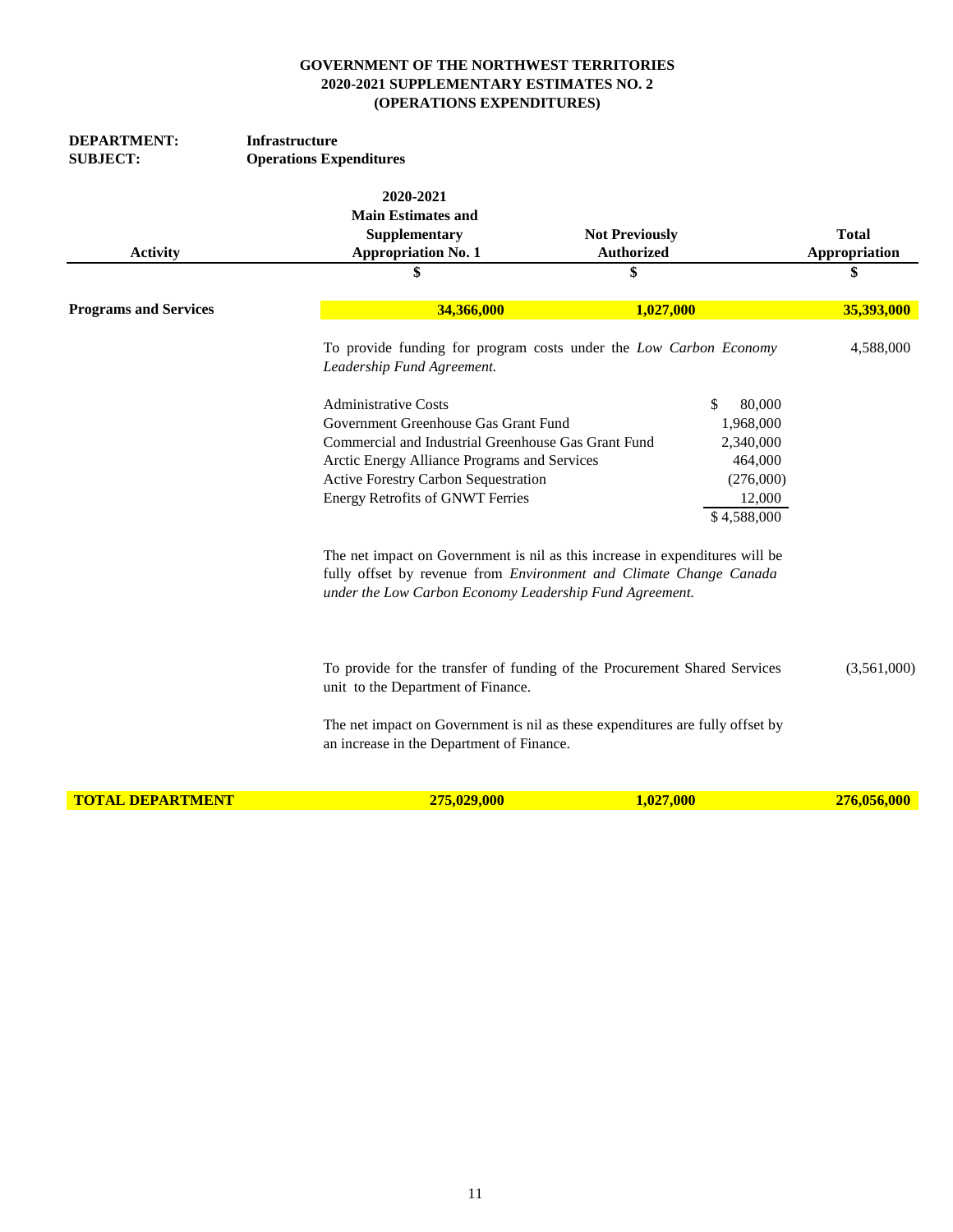**GOVERNMENT OF THE NORTHWEST TERRITORIES**
**2020-2021 SUPPLEMENTARY ESTIMATES NO. 2**
**(OPERATIONS EXPENDITURES)**

**DEPARTMENT:** **Infrastructure**
**SUBJECT:** **Operations Expenditures**

| Activity | 2020-2021 Main Estimates and Supplementary Appropriation No. 1 | Not Previously Authorized | Total Appropriation |
|---|---|---|---|
| | $ | $ | $ |
| **Programs and Services** | **34,366,000** | **1,027,000** | **35,393,000** |
| | To provide funding for program costs under the *Low Carbon Economy Leadership Fund Agreement.* | | 4,588,000 |
| | To provide for the transfer of funding of the Procurement Shared Services unit to the Department of Finance. | | (3,561,000) |
| **TOTAL DEPARTMENT** | **275,029,000** | **1,027,000** | **276,056,000** |

| | |
|---|---|
| Administrative Costs | $ 80,000 |
| Government Greenhouse Gas Grant Fund | 1,968,000 |
| Commercial and Industrial Greenhouse Gas Grant Fund | 2,340,000 |
| Arctic Energy Alliance Programs and Services | 464,000 |
| Active Forestry Carbon Sequestration | (276,000) |
| Energy Retrofits of GNWT Ferries | 12,000 |
| | $ 4,588,000 |

The net impact on Government is nil as this increase in expenditures will be fully offset by revenue from *Environment and Climate Change Canada under the Low Carbon Economy Leadership Fund Agreement.*

The net impact on Government is nil as these expenditures are fully offset by an increase in the Department of Finance.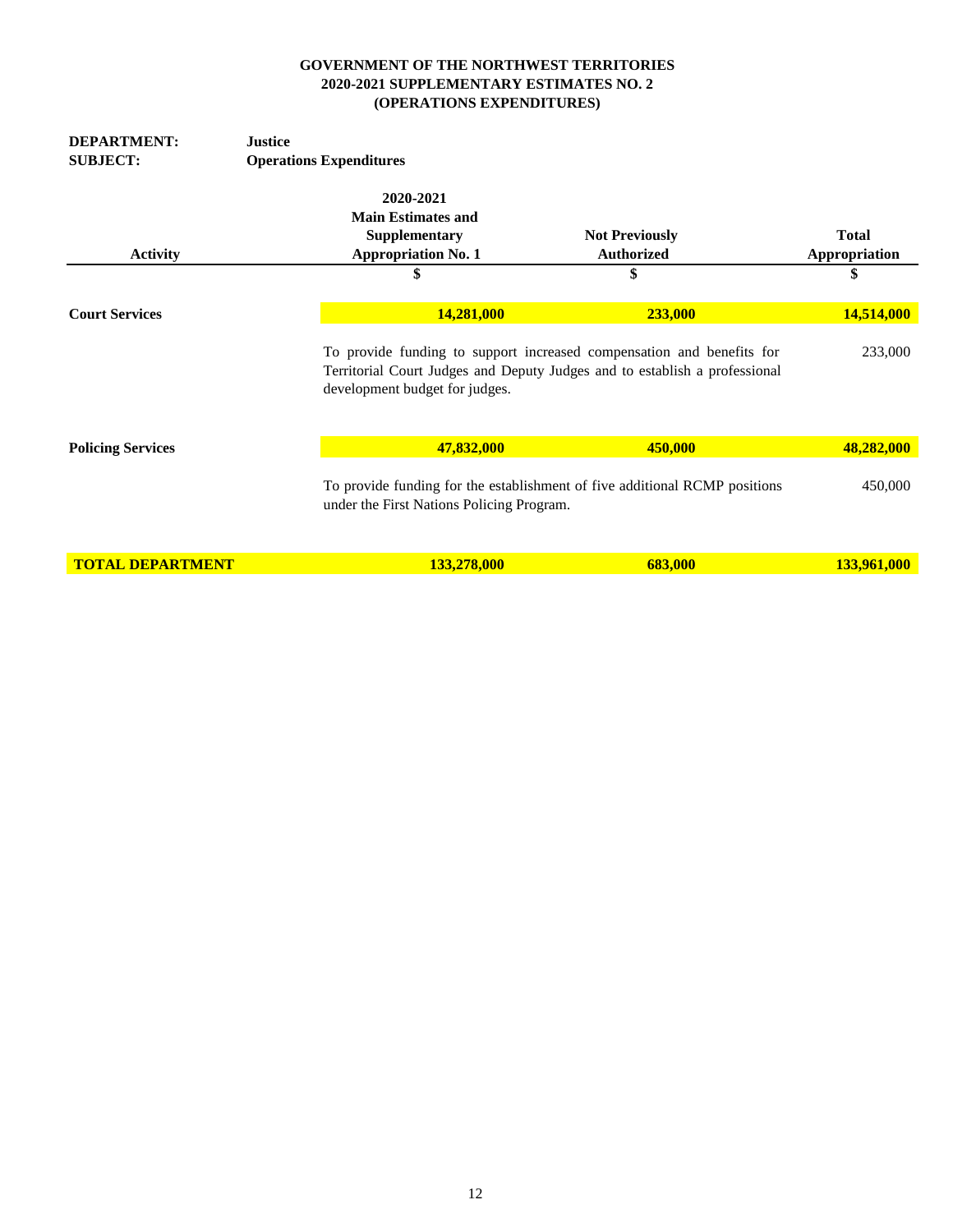**GOVERNMENT OF THE NORTHWEST TERRITORIES**
**2020-2021 SUPPLEMENTARY ESTIMATES NO. 2**
**(OPERATIONS EXPENDITURES)**

**DEPARTMENT:** **Justice**
**SUBJECT:** **Operations Expenditures**

| Activity | 2020-2021 Main Estimates and Supplementary Appropriation No. 1 | Not Previously Authorized | Total Appropriation |
|---|---|---|---|
| | $ | $ | $ |
| **Court Services** | **14,281,000** | **233,000** | **14,514,000** |
| | To provide funding to support increased compensation and benefits for Territorial Court Judges and Deputy Judges and to establish a professional development budget for judges. | | 233,000 |
| **Policing Services** | **47,832,000** | **450,000** | **48,282,000** |
| | To provide funding for the establishment of five additional RCMP positions under the First Nations Policing Program. | | 450,000 |
| **TOTAL DEPARTMENT** | **133,278,000** | **683,000** | **133,961,000** |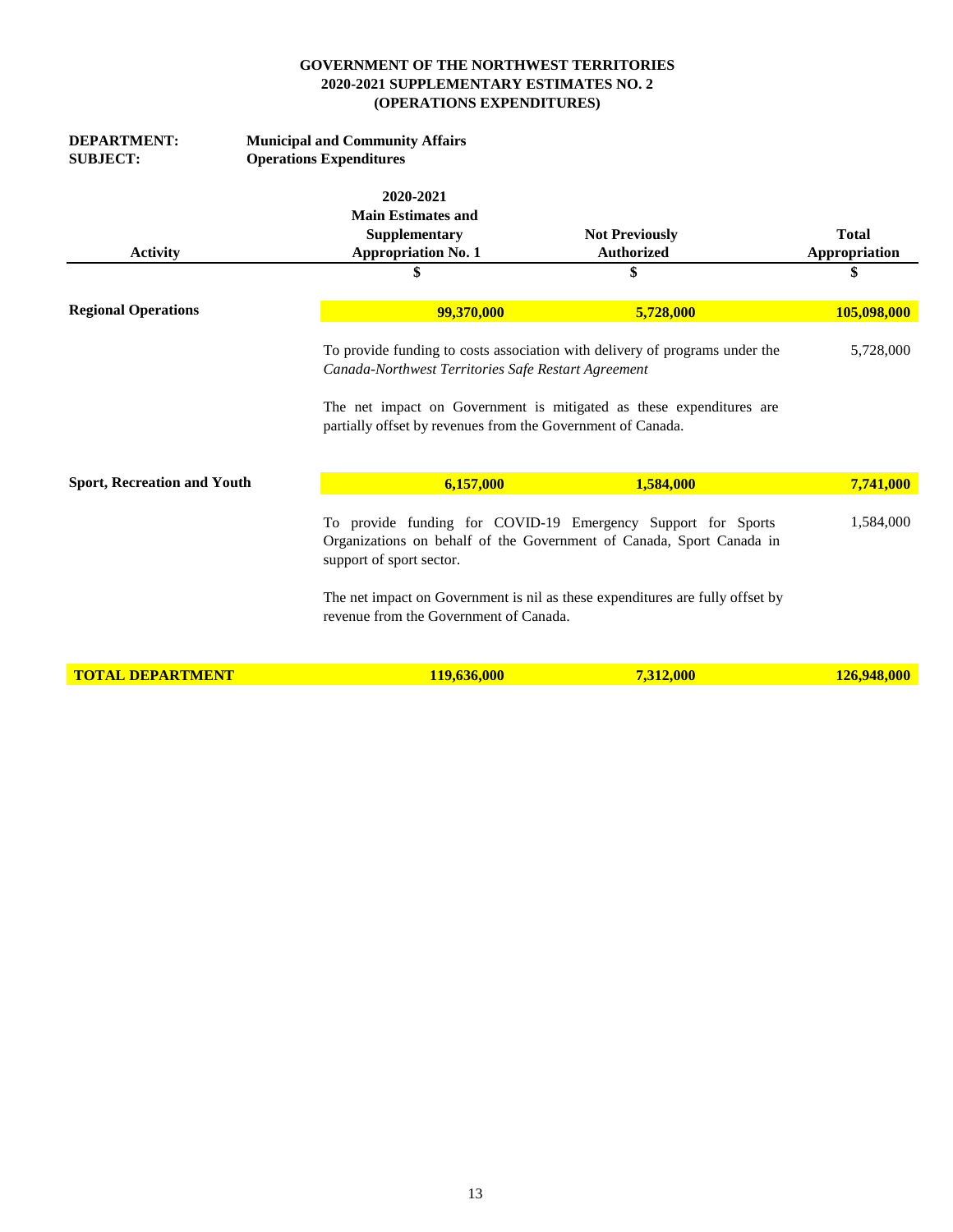**GOVERNMENT OF THE NORTHWEST TERRITORIES**
**2020-2021 SUPPLEMENTARY ESTIMATES NO. 2**
**(OPERATIONS EXPENDITURES)**

**DEPARTMENT:** **Municipal and Community Affairs**
**SUBJECT:** **Operations Expenditures**

| Activity | 2020-2021 Main Estimates and Supplementary Appropriation No. 1 | Not Previously Authorized | Total Appropriation |
|---|---|---|---|
| | $ | $ | $ |
| **Regional Operations** | **99,370,000** | **5,728,000** | **105,098,000** |
| | To provide funding to costs association with delivery of programs under the *Canada-Northwest Territories Safe Restart Agreement* | | 5,728,000 |
| | The net impact on Government is mitigated as these expenditures are partially offset by revenues from the Government of Canada. | | |
| **Sport, Recreation and Youth** | **6,157,000** | **1,584,000** | **7,741,000** |
| | To provide funding for COVID-19 Emergency Support for Sports Organizations on behalf of the Government of Canada, Sport Canada in support of sport sector. | | 1,584,000 |
| | The net impact on Government is nil as these expenditures are fully offset by revenue from the Government of Canada. | | |
| **TOTAL DEPARTMENT** | **119,636,000** | **7,312,000** | **126,948,000** |